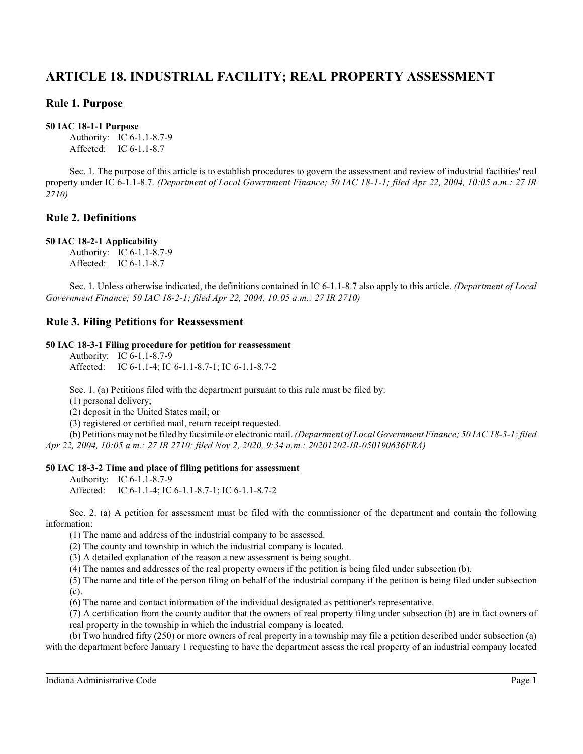# ARTICLE 18. INDUSTRIAL FACILITY; REAL PROPERTY ASSESSMENT

## Rule 1. Purpose

**50 IAC 18-1-1 Purpose**

Authority: IC 6-1.1-8.7-9
Affected: IC 6-1.1-8.7

Sec. 1. The purpose of this article is to establish procedures to govern the assessment and review of industrial facilities' real property under IC 6-1.1-8.7. *(Department of Local Government Finance; 50 IAC 18-1-1; filed Apr 22, 2004, 10:05 a.m.: 27 IR 2710)*

## Rule 2. Definitions

**50 IAC 18-2-1 Applicability**

Authority: IC 6-1.1-8.7-9
Affected: IC 6-1.1-8.7

Sec. 1. Unless otherwise indicated, the definitions contained in IC 6-1.1-8.7 also apply to this article. *(Department of Local Government Finance; 50 IAC 18-2-1; filed Apr 22, 2004, 10:05 a.m.: 27 IR 2710)*

## Rule 3. Filing Petitions for Reassessment

**50 IAC 18-3-1 Filing procedure for petition for reassessment**

Authority: IC 6-1.1-8.7-9
Affected: IC 6-1.1-4; IC 6-1.1-8.7-1; IC 6-1.1-8.7-2

Sec. 1. (a) Petitions filed with the department pursuant to this rule must be filed by:

(1) personal delivery;

(2) deposit in the United States mail; or

(3) registered or certified mail, return receipt requested.

(b) Petitions may not be filed by facsimile or electronic mail. *(Department of Local Government Finance; 50 IAC 18-3-1; filed Apr 22, 2004, 10:05 a.m.: 27 IR 2710; filed Nov 2, 2020, 9:34 a.m.: 20201202-IR-050190636FRA)*

**50 IAC 18-3-2 Time and place of filing petitions for assessment**

Authority: IC 6-1.1-8.7-9
Affected: IC 6-1.1-4; IC 6-1.1-8.7-1; IC 6-1.1-8.7-2

Sec. 2. (a) A petition for assessment must be filed with the commissioner of the department and contain the following information:

(1) The name and address of the industrial company to be assessed.

(2) The county and township in which the industrial company is located.

(3) A detailed explanation of the reason a new assessment is being sought.

(4) The names and addresses of the real property owners if the petition is being filed under subsection (b).

(5) The name and title of the person filing on behalf of the industrial company if the petition is being filed under subsection (c).

(6) The name and contact information of the individual designated as petitioner's representative.

(7) A certification from the county auditor that the owners of real property filing under subsection (b) are in fact owners of real property in the township in which the industrial company is located.

(b) Two hundred fifty (250) or more owners of real property in a township may file a petition described under subsection (a) with the department before January 1 requesting to have the department assess the real property of an industrial company located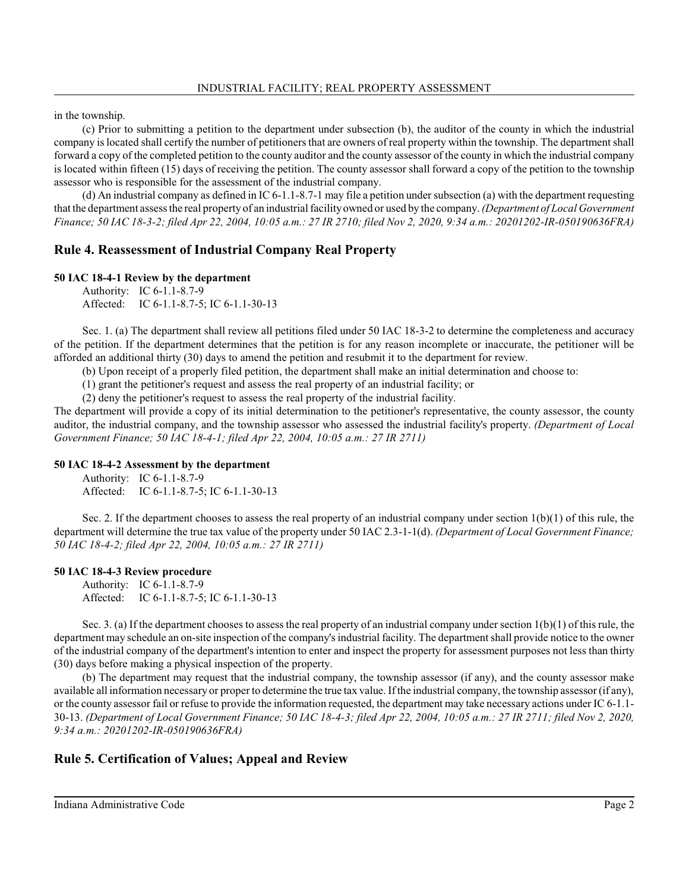in the township.

(c) Prior to submitting a petition to the department under subsection (b), the auditor of the county in which the industrial company is located shall certify the number of petitioners that are owners of real property within the township. The department shall forward a copy of the completed petition to the county auditor and the county assessor of the county in which the industrial company is located within fifteen (15) days of receiving the petition. The county assessor shall forward a copy of the petition to the township assessor who is responsible for the assessment of the industrial company.

(d) An industrial company as defined in IC 6-1.1-8.7-1 may file a petition under subsection (a) with the department requesting that the department assess the real property of an industrial facility owned or used by the company. *(Department of Local Government Finance; 50 IAC 18-3-2; filed Apr 22, 2004, 10:05 a.m.: 27 IR 2710; filed Nov 2, 2020, 9:34 a.m.: 20201202-IR-050190636FRA)*

## Rule 4. Reassessment of Industrial Company Real Property

**50 IAC 18-4-1 Review by the department**

Authority: IC 6-1.1-8.7-9
Affected: IC 6-1.1-8.7-5; IC 6-1.1-30-13

Sec. 1. (a) The department shall review all petitions filed under 50 IAC 18-3-2 to determine the completeness and accuracy of the petition. If the department determines that the petition is for any reason incomplete or inaccurate, the petitioner will be afforded an additional thirty (30) days to amend the petition and resubmit it to the department for review.

(b) Upon receipt of a properly filed petition, the department shall make an initial determination and choose to:

(1) grant the petitioner's request and assess the real property of an industrial facility; or

(2) deny the petitioner's request to assess the real property of the industrial facility.

The department will provide a copy of its initial determination to the petitioner's representative, the county assessor, the county auditor, the industrial company, and the township assessor who assessed the industrial facility's property. *(Department of Local Government Finance; 50 IAC 18-4-1; filed Apr 22, 2004, 10:05 a.m.: 27 IR 2711)*

**50 IAC 18-4-2 Assessment by the department**

Authority: IC 6-1.1-8.7-9
Affected: IC 6-1.1-8.7-5; IC 6-1.1-30-13

Sec. 2. If the department chooses to assess the real property of an industrial company under section 1(b)(1) of this rule, the department will determine the true tax value of the property under 50 IAC 2.3-1-1(d). *(Department of Local Government Finance; 50 IAC 18-4-2; filed Apr 22, 2004, 10:05 a.m.: 27 IR 2711)*

**50 IAC 18-4-3 Review procedure**

Authority: IC 6-1.1-8.7-9
Affected: IC 6-1.1-8.7-5; IC 6-1.1-30-13

Sec. 3. (a) If the department chooses to assess the real property of an industrial company under section 1(b)(1) of this rule, the department may schedule an on-site inspection of the company's industrial facility. The department shall provide notice to the owner of the industrial company of the department's intention to enter and inspect the property for assessment purposes not less than thirty (30) days before making a physical inspection of the property.

(b) The department may request that the industrial company, the township assessor (if any), and the county assessor make available all information necessary or proper to determine the true tax value. If the industrial company, the township assessor (if any), or the county assessor fail or refuse to provide the information requested, the department may take necessary actions under IC 6-1.1-30-13. *(Department of Local Government Finance; 50 IAC 18-4-3; filed Apr 22, 2004, 10:05 a.m.: 27 IR 2711; filed Nov 2, 2020, 9:34 a.m.: 20201202-IR-050190636FRA)*

## Rule 5. Certification of Values; Appeal and Review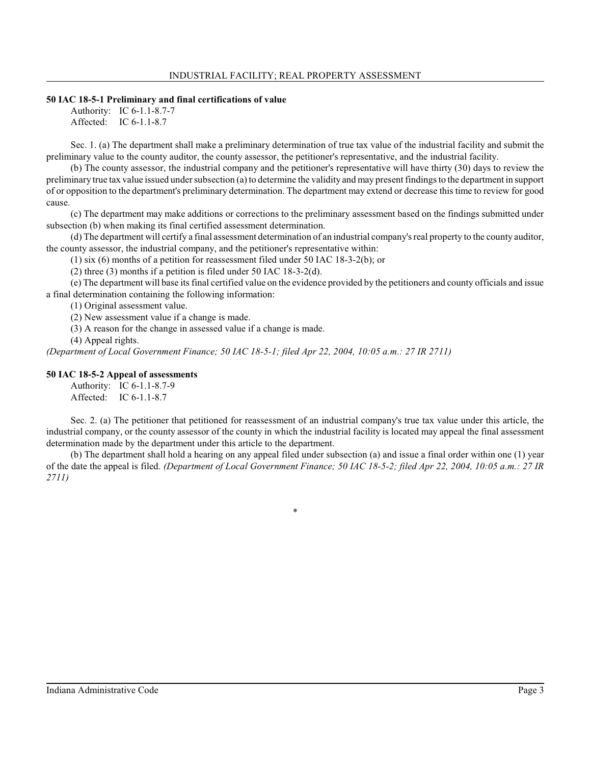### 50 IAC 18-5-1 Preliminary and final certifications of value

Authority: IC 6-1.1-8.7-7
Affected: IC 6-1.1-8.7

Sec. 1. (a) The department shall make a preliminary determination of true tax value of the industrial facility and submit the preliminary value to the county auditor, the county assessor, the petitioner's representative, and the industrial facility.

(b) The county assessor, the industrial company and the petitioner's representative will have thirty (30) days to review the preliminary true tax value issued under subsection (a) to determine the validity and may present findings to the department in support of or opposition to the department's preliminary determination. The department may extend or decrease this time to review for good cause.

(c) The department may make additions or corrections to the preliminary assessment based on the findings submitted under subsection (b) when making its final certified assessment determination.

(d) The department will certify a final assessment determination of an industrial company's real property to the county auditor, the county assessor, the industrial company, and the petitioner's representative within:

(1) six (6) months of a petition for reassessment filed under 50 IAC 18-3-2(b); or

(2) three (3) months if a petition is filed under 50 IAC 18-3-2(d).

(e) The department will base its final certified value on the evidence provided by the petitioners and county officials and issue a final determination containing the following information:

(1) Original assessment value.

(2) New assessment value if a change is made.

(3) A reason for the change in assessed value if a change is made.

(4) Appeal rights.

*(Department of Local Government Finance; 50 IAC 18-5-1; filed Apr 22, 2004, 10:05 a.m.: 27 IR 2711)*

### 50 IAC 18-5-2 Appeal of assessments

Authority: IC 6-1.1-8.7-9
Affected: IC 6-1.1-8.7

Sec. 2. (a) The petitioner that petitioned for reassessment of an industrial company's true tax value under this article, the industrial company, or the county assessor of the county in which the industrial facility is located may appeal the final assessment determination made by the department under this article to the department.

(b) The department shall hold a hearing on any appeal filed under subsection (a) and issue a final order within one (1) year of the date the appeal is filed. *(Department of Local Government Finance; 50 IAC 18-5-2; filed Apr 22, 2004, 10:05 a.m.: 27 IR 2711)*

*